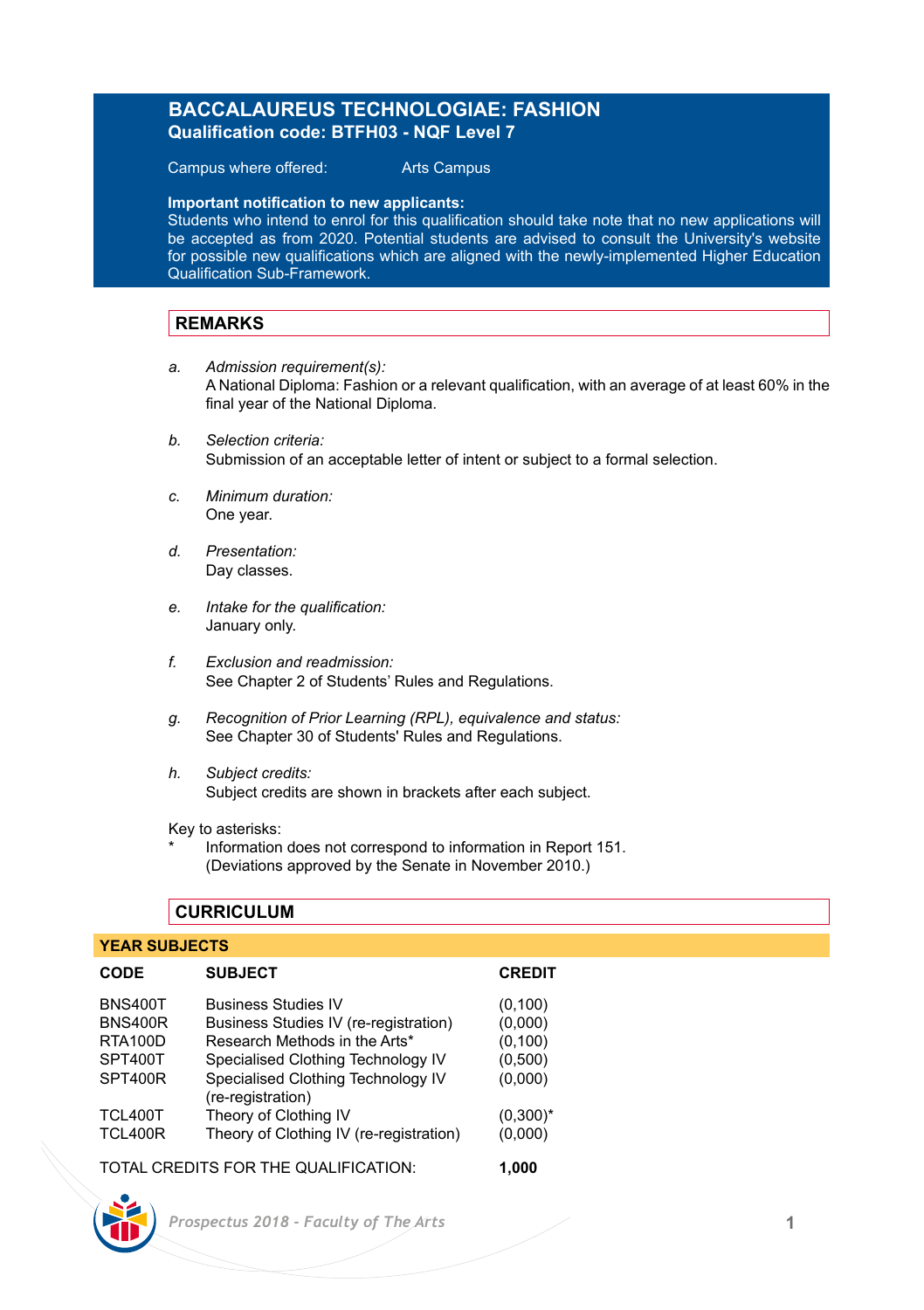# BACCALAUREUS TECHNOLOGIAE: FASHION

**Qualification code: BTFH03 - NQF Level 7**

Campus where offered: Arts Campus

**Important notification to new applicants:**
Students who intend to enrol for this qualification should take note that no new applications will be accepted as from 2020. Potential students are advised to consult the University's website for possible new qualifications which are aligned with the newly-implemented Higher Education Qualification Sub-Framework.

## REMARKS

a. *Admission requirement(s):*
A National Diploma: Fashion or a relevant qualification, with an average of at least 60% in the final year of the National Diploma.

b. *Selection criteria:*
Submission of an acceptable letter of intent or subject to a formal selection.

c. *Minimum duration:*
One year.

d. *Presentation:*
Day classes.

e. *Intake for the qualification:*
January only.

f. *Exclusion and readmission:*
See Chapter 2 of Students' Rules and Regulations.

g. *Recognition of Prior Learning (RPL), equivalence and status:*
See Chapter 30 of Students' Rules and Regulations.

h. *Subject credits:*
Subject credits are shown in brackets after each subject.

Key to asterisks:
* Information does not correspond to information in Report 151. (Deviations approved by the Senate in November 2010.)

## CURRICULUM

### YEAR SUBJECTS

| CODE | SUBJECT | CREDIT |
|---|---|---|
| BNS400T | Business Studies IV | (0,100) |
| BNS400R | Business Studies IV (re-registration) | (0,000) |
| RTA100D | Research Methods in the Arts* | (0,100) |
| SPT400T | Specialised Clothing Technology IV | (0,500) |
| SPT400R | Specialised Clothing Technology IV (re-registration) | (0,000) |
| TCL400T | Theory of Clothing IV | (0,300)* |
| TCL400R | Theory of Clothing IV (re-registration) | (0,000) |

TOTAL CREDITS FOR THE QUALIFICATION: **1,000**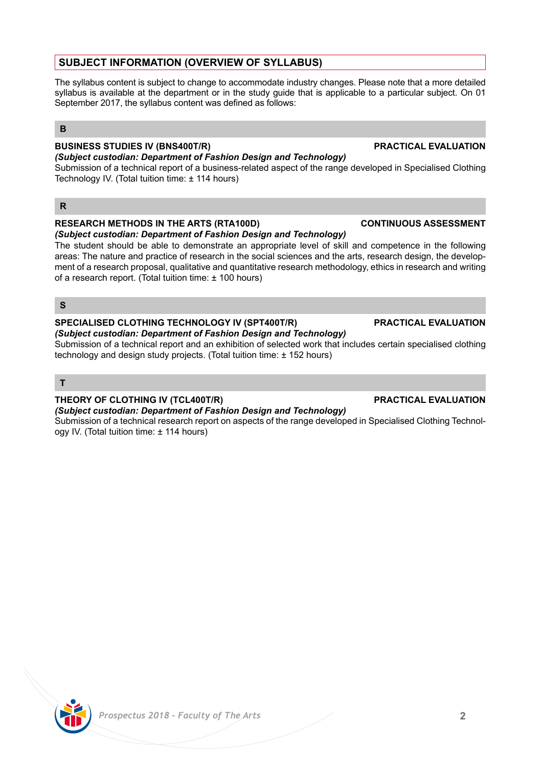## SUBJECT INFORMATION (OVERVIEW OF SYLLABUS)

The syllabus content is subject to change to accommodate industry changes. Please note that a more detailed syllabus is available at the department or in the study guide that is applicable to a particular subject. On 01 September 2017, the syllabus content was defined as follows:

### B

**BUSINESS STUDIES IV (BNS400T/R)** **PRACTICAL EVALUATION**
***(Subject custodian: Department of Fashion Design and Technology)***
Submission of a technical report of a business-related aspect of the range developed in Specialised Clothing Technology IV. (Total tuition time: ± 114 hours)

### R

**RESEARCH METHODS IN THE ARTS (RTA100D)** **CONTINUOUS ASSESSMENT**
***(Subject custodian: Department of Fashion Design and Technology)***
The student should be able to demonstrate an appropriate level of skill and competence in the following areas: The nature and practice of research in the social sciences and the arts, research design, the development of a research proposal, qualitative and quantitative research methodology, ethics in research and writing of a research report. (Total tuition time: ± 100 hours)

### S

**SPECIALISED CLOTHING TECHNOLOGY IV (SPT400T/R)** **PRACTICAL EVALUATION**
***(Subject custodian: Department of Fashion Design and Technology)***
Submission of a technical report and an exhibition of selected work that includes certain specialised clothing technology and design study projects. (Total tuition time: ± 152 hours)

### T

**THEORY OF CLOTHING IV (TCL400T/R)** **PRACTICAL EVALUATION**
***(Subject custodian: Department of Fashion Design and Technology)***
Submission of a technical research report on aspects of the range developed in Specialised Clothing Technology IV. (Total tuition time: ± 114 hours)